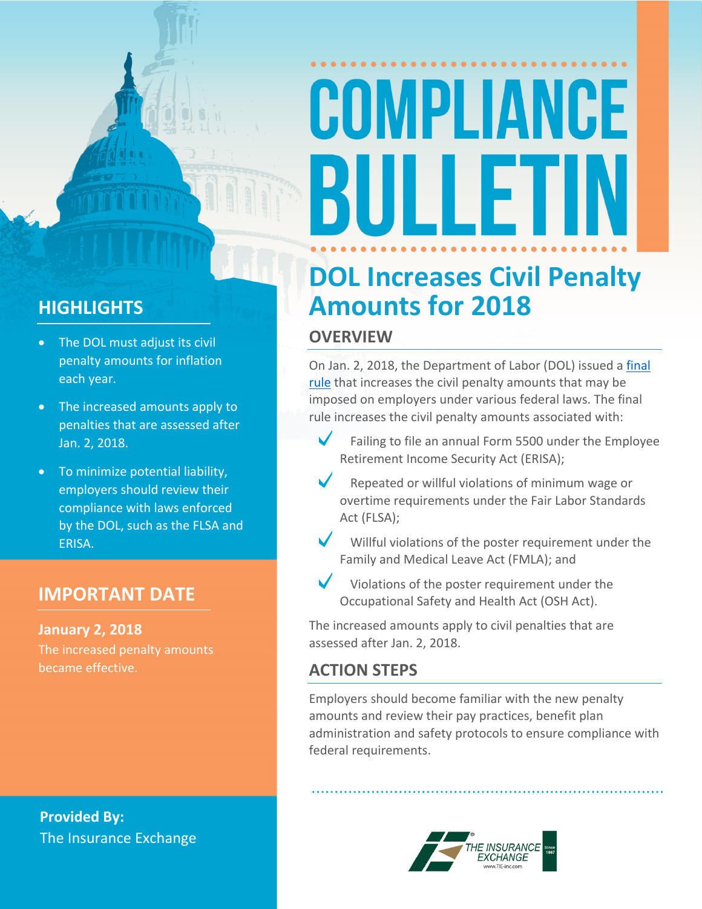# COMPLIANCE BULLETIN

## DOL Increases Civil Penalty Amounts for 2018

### OVERVIEW

On Jan. 2, 2018, the Department of Labor (DOL) issued a final rule that increases the civil penalty amounts that may be imposed on employers under various federal laws. The final rule increases the civil penalty amounts associated with:

- ✓ Failing to file an annual Form 5500 under the Employee Retirement Income Security Act (ERISA);
- ✓ Repeated or willful violations of minimum wage or overtime requirements under the Fair Labor Standards Act (FLSA);
- ✓ Willful violations of the poster requirement under the Family and Medical Leave Act (FMLA); and
- ✓ Violations of the poster requirement under the Occupational Safety and Health Act (OSH Act).

The increased amounts apply to civil penalties that are assessed after Jan. 2, 2018.

### ACTION STEPS

Employers should become familiar with the new penalty amounts and review their pay practices, benefit plan administration and safety protocols to ensure compliance with federal requirements.

### HIGHLIGHTS

- The DOL must adjust its civil penalty amounts for inflation each year.
- The increased amounts apply to penalties that are assessed after Jan. 2, 2018.
- To minimize potential liability, employers should review their compliance with laws enforced by the DOL, such as the FLSA and ERISA.

### IMPORTANT DATE

**January 2, 2018**

The increased penalty amounts became effective.

**Provided By:**
The Insurance Exchange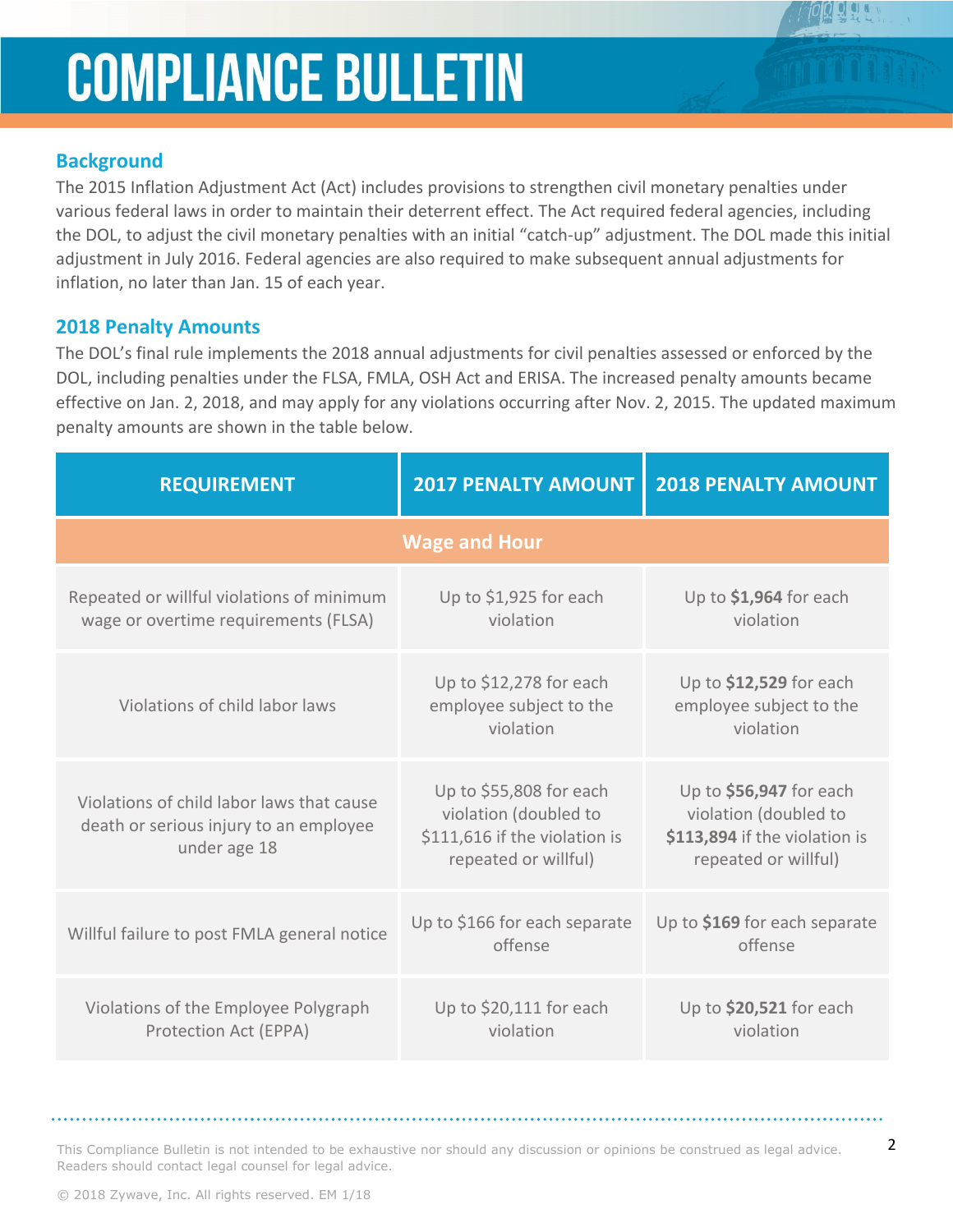# COMPLIANCE BULLETIN

## Background

The 2015 Inflation Adjustment Act (Act) includes provisions to strengthen civil monetary penalties under various federal laws in order to maintain their deterrent effect. The Act required federal agencies, including the DOL, to adjust the civil monetary penalties with an initial "catch-up" adjustment. The DOL made this initial adjustment in July 2016. Federal agencies are also required to make subsequent annual adjustments for inflation, no later than Jan. 15 of each year.

## 2018 Penalty Amounts

The DOL's final rule implements the 2018 annual adjustments for civil penalties assessed or enforced by the DOL, including penalties under the FLSA, FMLA, OSH Act and ERISA. The increased penalty amounts became effective on Jan. 2, 2018, and may apply for any violations occurring after Nov. 2, 2015. The updated maximum penalty amounts are shown in the table below.

| REQUIREMENT | 2017 PENALTY AMOUNT | 2018 PENALTY AMOUNT |
|---|---|---|
| **Wage and Hour** | | |
| Repeated or willful violations of minimum wage or overtime requirements (FLSA) | Up to $1,925 for each violation | Up to **$1,964** for each violation |
| Violations of child labor laws | Up to $12,278 for each employee subject to the violation | Up to **$12,529** for each employee subject to the violation |
| Violations of child labor laws that cause death or serious injury to an employee under age 18 | Up to $55,808 for each violation (doubled to $111,616 if the violation is repeated or willful) | Up to **$56,947** for each violation (doubled to **$113,894** if the violation is repeated or willful) |
| Willful failure to post FMLA general notice | Up to $166 for each separate offense | Up to **$169** for each separate offense |
| Violations of the Employee Polygraph Protection Act (EPPA) | Up to $20,111 for each violation | Up to **$20,521** for each violation |

This Compliance Bulletin is not intended to be exhaustive nor should any discussion or opinions be construed as legal advice. Readers should contact legal counsel for legal advice.

© 2018 Zywave, Inc. All rights reserved. EM 1/18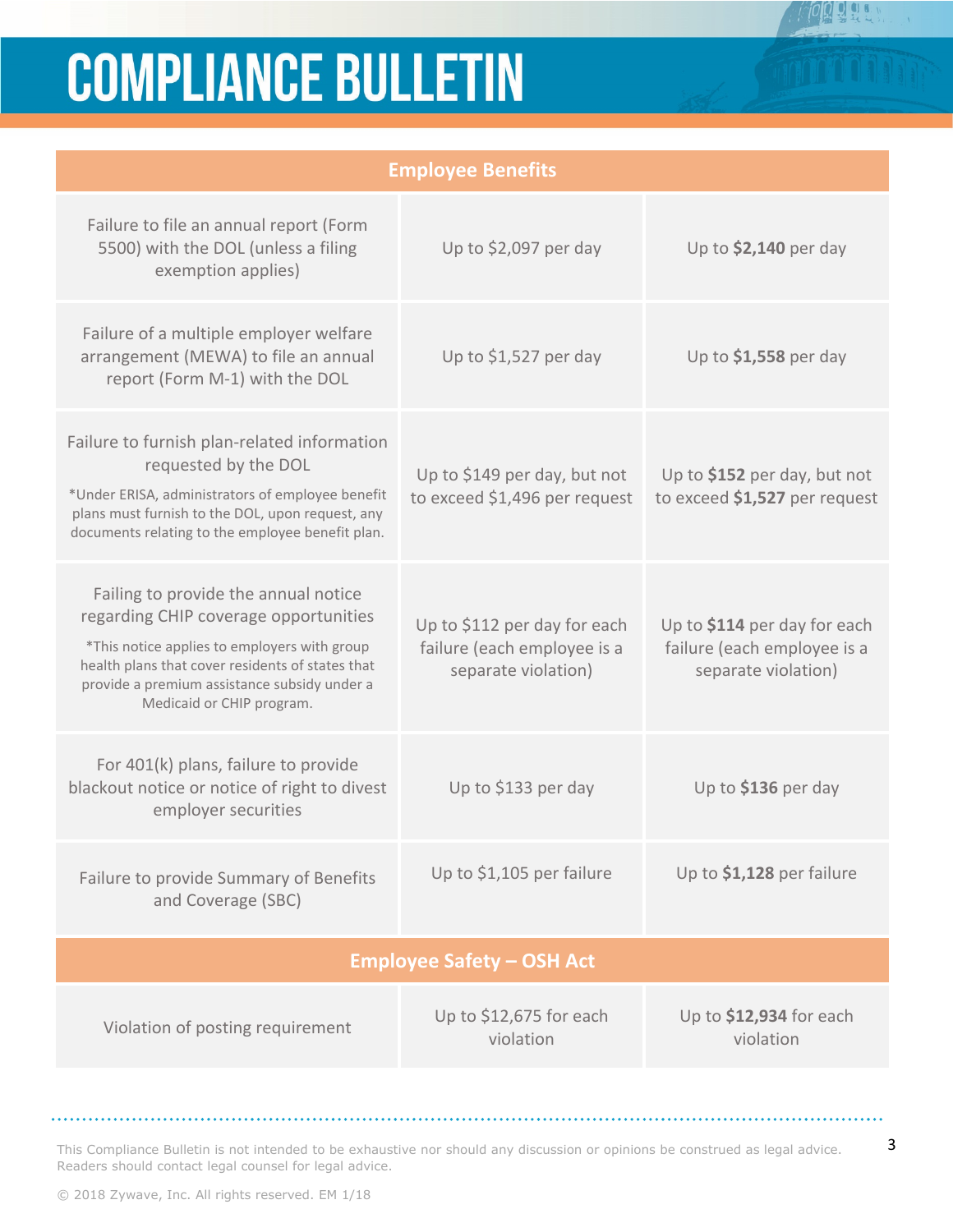# COMPLIANCE BULLETIN

| Employee Benefits | | |
|---|---|---|
| Failure to file an annual report (Form 5500) with the DOL (unless a filing exemption applies) | Up to $2,097 per day | Up to **$2,140** per day |
| Failure of a multiple employer welfare arrangement (MEWA) to file an annual report (Form M-1) with the DOL | Up to $1,527 per day | Up to **$1,558** per day |
| Failure to furnish plan-related information requested by the DOL<br>*Under ERISA, administrators of employee benefit plans must furnish to the DOL, upon request, any documents relating to the employee benefit plan. | Up to $149 per day, but not to exceed $1,496 per request | Up to **$152** per day, but not to exceed **$1,527** per request |
| Failing to provide the annual notice regarding CHIP coverage opportunities<br>*This notice applies to employers with group health plans that cover residents of states that provide a premium assistance subsidy under a Medicaid or CHIP program. | Up to $112 per day for each failure (each employee is a separate violation) | Up to **$114** per day for each failure (each employee is a separate violation) |
| For 401(k) plans, failure to provide blackout notice or notice of right to divest employer securities | Up to $133 per day | Up to **$136** per day |
| Failure to provide Summary of Benefits and Coverage (SBC) | Up to $1,105 per failure | Up to **$1,128** per failure |
| **Employee Safety – OSH Act** | | |
| Violation of posting requirement | Up to $12,675 for each violation | Up to **$12,934** for each violation |

This Compliance Bulletin is not intended to be exhaustive nor should any discussion or opinions be construed as legal advice. Readers should contact legal counsel for legal advice.

© 2018 Zywave, Inc. All rights reserved. EM 1/18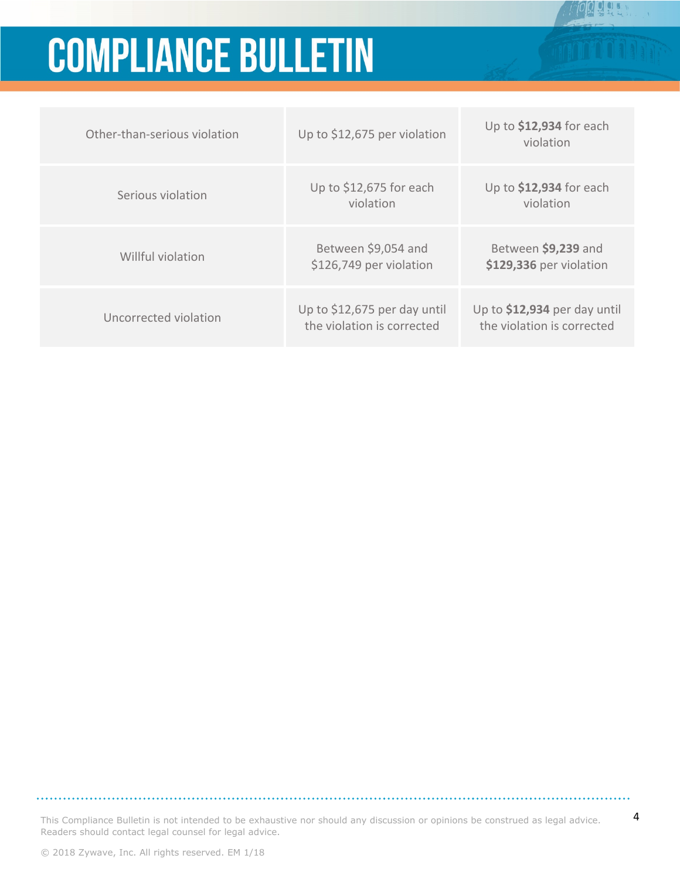| | | |
|---|---|---|
| Other-than-serious violation | Up to $12,675 per violation | Up to **$12,934** for each violation |
| Serious violation | Up to $12,675 for each violation | Up to **$12,934** for each violation |
| Willful violation | Between $9,054 and $126,749 per violation | Between **$9,239** and **$129,336** per violation |
| Uncorrected violation | Up to $12,675 per day until the violation is corrected | Up to **$12,934** per day until the violation is corrected |

This Compliance Bulletin is not intended to be exhaustive nor should any discussion or opinions be construed as legal advice. Readers should contact legal counsel for legal advice.

© 2018 Zywave, Inc. All rights reserved. EM 1/18